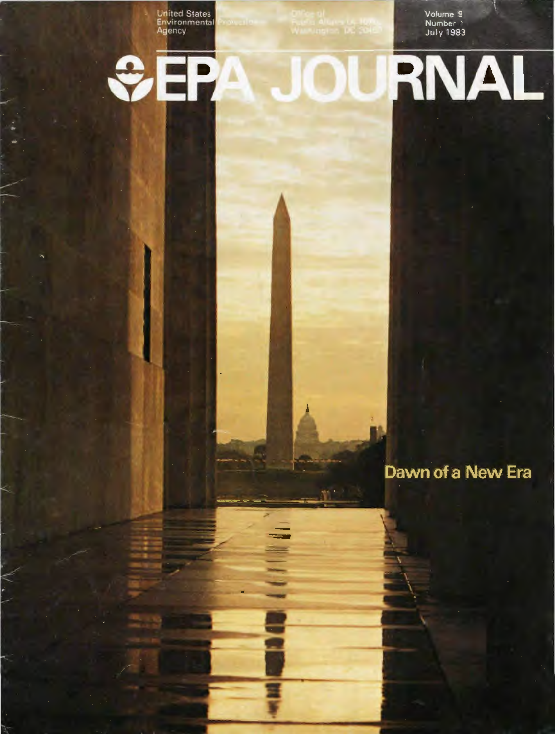United States Environmental Protection Agency

Office of Public Affairs (A-107) Washington DC 20460

Volume 9
Number 1
July 1983

# EPA JOURNAL

## Dawn of a New Era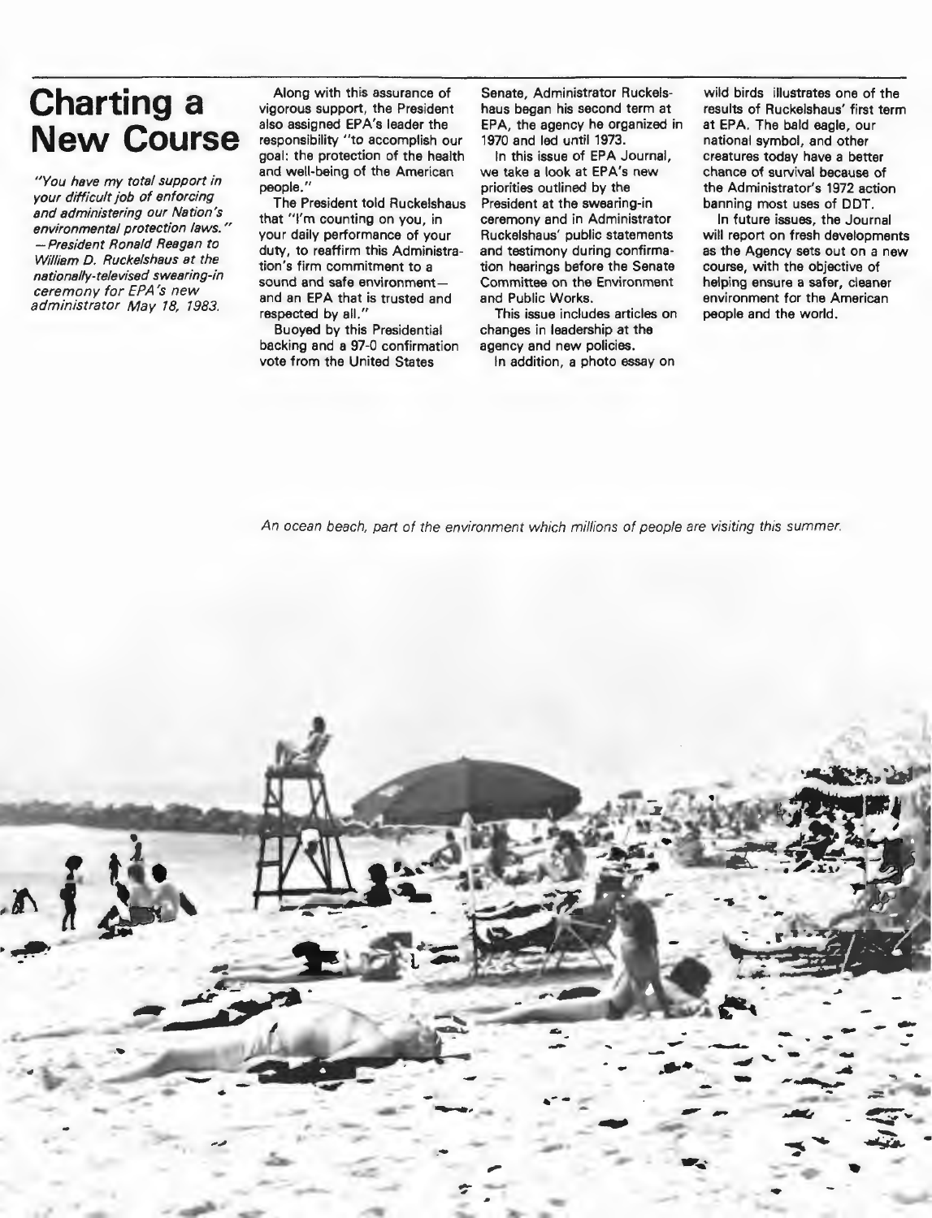# Charting a New Course

*"You have my total support in your difficult job of enforcing and administering our Nation's environmental protection laws." —President Ronald Reagan to William D. Ruckelshaus at the nationally-televised swearing-in ceremony for EPA's new administrator May 18, 1983.*

Along with this assurance of vigorous support, the President also assigned EPA's leader the responsibility "to accomplish our goal: the protection of the health and well-being of the American people."

The President told Ruckelshaus that "I'm counting on you, in your daily performance of your duty, to reaffirm this Administration's firm commitment to a sound and safe environment—and an EPA that is trusted and respected by all."

Buoyed by this Presidential backing and a 97-0 confirmation vote from the United States Senate, Administrator Ruckelshaus began his second term at EPA, the agency he organized in 1970 and led until 1973.

In this issue of EPA Journal, we take a look at EPA's new priorities outlined by the President at the swearing-in ceremony and in Administrator Ruckelshaus' public statements and testimony during confirmation hearings before the Senate Committee on the Environment and Public Works.

This issue includes articles on changes in leadership at the agency and new policies.

In addition, a photo essay on wild birds illustrates one of the results of Ruckelshaus' first term at EPA. The bald eagle, our national symbol, and other creatures today have a better chance of survival because of the Administrator's 1972 action banning most uses of DDT.

In future issues, the Journal will report on fresh developments as the Agency sets out on a new course, with the objective of helping ensure a safer, cleaner environment for the American people and the world.

*An ocean beach, part of the environment which millions of people are visiting this summer.*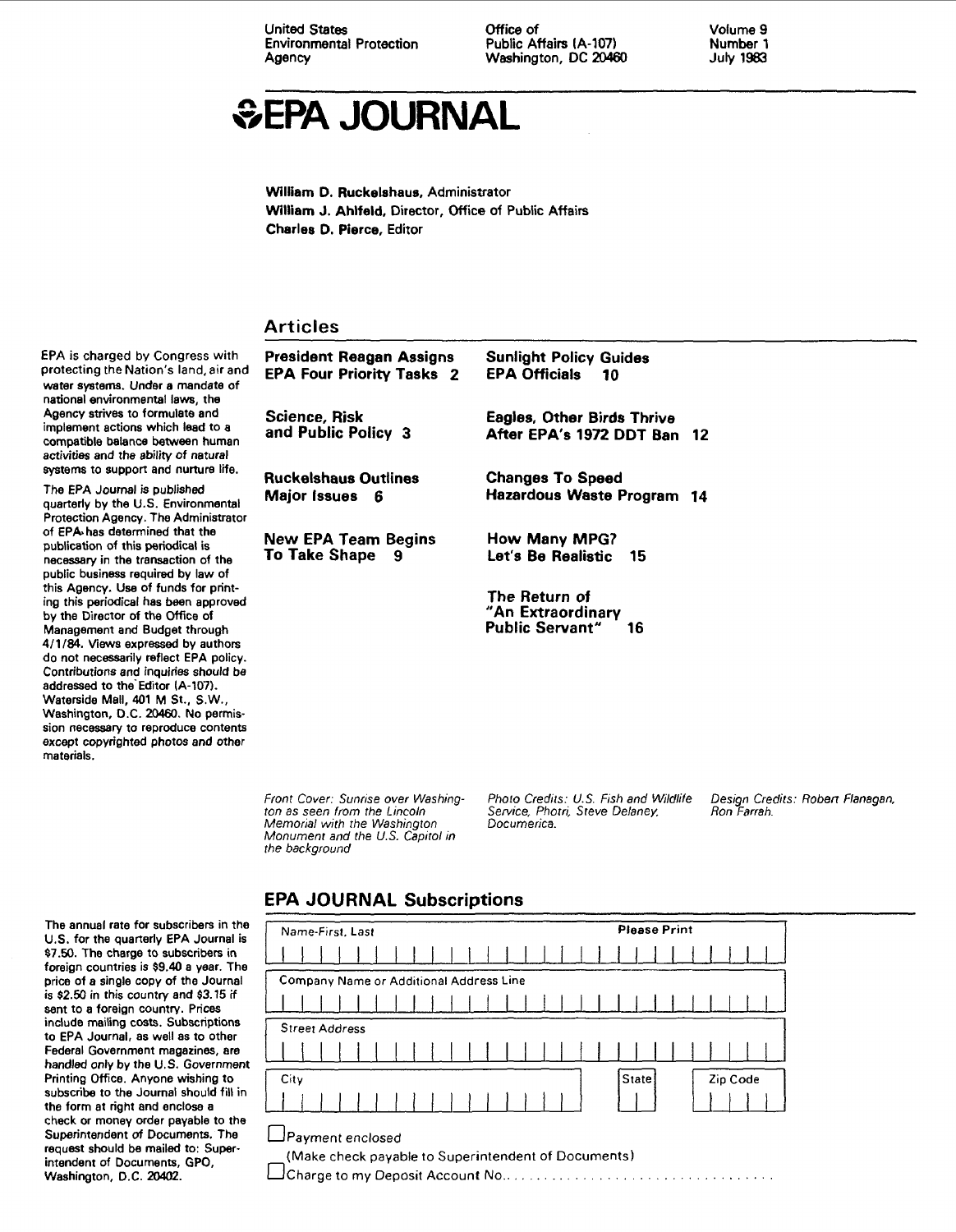United States Environmental Protection Agency

Office of Public Affairs (A-107) Washington, DC 20460

Volume 9
Number 1
July 1983

# EPA JOURNAL

**William D. Ruckelshaus**, Administrator
**William J. Ahlfeld**, Director, Office of Public Affairs
**Charles D. Pierce**, Editor

EPA is charged by Congress with protecting the Nation's land, air and water systems. Under a mandate of national environmental laws, the Agency strives to formulate and implement actions which lead to a compatible balance between human activities and the ability of natural systems to support and nurture life.

The EPA Journal is published quarterly by the U.S. Environmental Protection Agency. The Administrator of EPA has determined that the publication of this periodical is necessary in the transaction of the public business required by law of this Agency. Use of funds for printing this periodical has been approved by the Director of the Office of Management and Budget through 4/1/84. Views expressed by authors do not necessarily reflect EPA policy. Contributions and inquiries should be addressed to the Editor (A-107), Waterside Mall, 401 M St., S.W., Washington, D.C. 20460. No permission necessary to reproduce contents except copyrighted photos and other materials.

## Articles

**President Reagan Assigns EPA Four Priority Tasks 2**

**Science, Risk and Public Policy 3**

**Ruckelshaus Outlines Major Issues 6**

**New EPA Team Begins To Take Shape 9**

**Sunlight Policy Guides EPA Officials 10**

**Eagles, Other Birds Thrive After EPA's 1972 DDT Ban 12**

**Changes To Speed Hazardous Waste Program 14**

**How Many MPG? Let's Be Realistic 15**

**The Return of "An Extraordinary Public Servant" 16**

*Front Cover: Sunrise over Washington as seen from the Lincoln Memorial with the Washington Monument and the U.S. Capitol in the background*

*Photo Credits: U.S. Fish and Wildlife Service, Photri, Steve Delaney, Documerica.*

*Design Credits: Robert Flanagan, Ron Farrah.*

## EPA JOURNAL Subscriptions

The annual rate for subscribers in the U.S. for the quarterly EPA Journal is $7.50. The charge to subscribers in foreign countries is $9.40 a year. The price of a single copy of the Journal is $2.50 in this country and $3.15 if sent to a foreign country. Prices include mailing costs. Subscriptions to EPA Journal, as well as to other Federal Government magazines, are handled only by the U.S. Government Printing Office. Anyone wishing to subscribe to the Journal should fill in the form at right and enclose a check or money order payable to the Superintendent of Documents. The request should be mailed to: Superintendent of Documents, GPO, Washington, D.C. 20402.

Name-First, Last — **Please Print**

Company Name or Additional Address Line

Street Address

City — State — Zip Code

☐ Payment enclosed
(Make check payable to Superintendent of Documents)

☐ Charge to my Deposit Account No. ...............................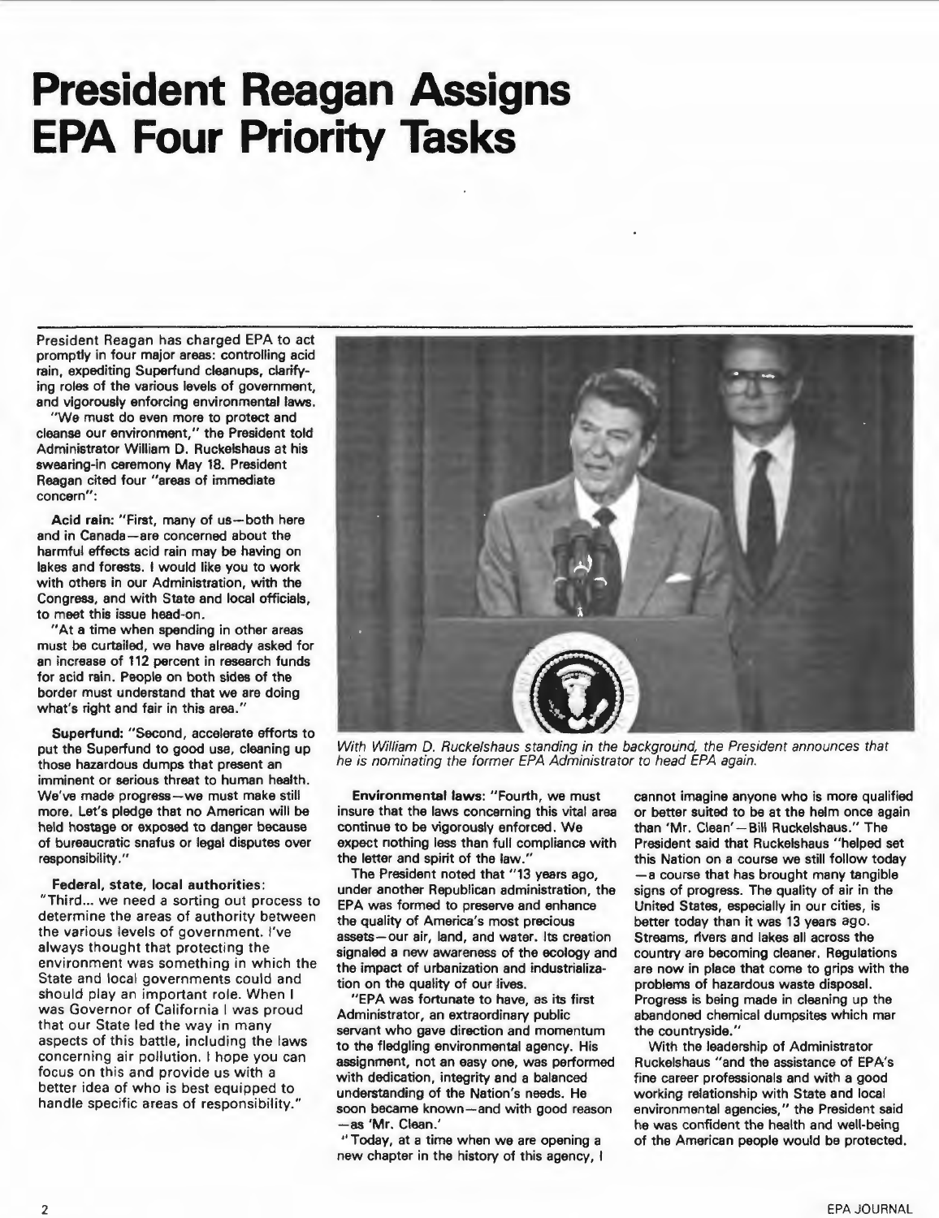# President Reagan Assigns EPA Four Priority Tasks

President Reagan has charged EPA to act promptly in four major areas: controlling acid rain, expediting Superfund cleanups, clarifying roles of the various levels of government, and vigorously enforcing environmental laws.

"We must do even more to protect and cleanse our environment," the President told Administrator William D. Ruckelshaus at his swearing-in ceremony May 18. President Reagan cited four "areas of immediate concern":

**Acid rain:** "First, many of us—both here and in Canada—are concerned about the harmful effects acid rain may be having on lakes and forests. I would like you to work with others in our Administration, with the Congress, and with State and local officials, to meet this issue head-on.

"At a time when spending in other areas must be curtailed, we have already asked for an increase of 112 percent in research funds for acid rain. People on both sides of the border must understand that we are doing what's right and fair in this area."

**Superfund:** "Second, accelerate efforts to put the Superfund to good use, cleaning up those hazardous dumps that present an imminent or serious threat to human health. We've made progress—we must make still more. Let's pledge that no American will be held hostage or exposed to danger because of bureaucratic snafus or legal disputes over responsibility."

**Federal, state, local authorities:** "Third... we need a sorting out process to determine the areas of authority between the various levels of government. I've always thought that protecting the environment was something in which the State and local governments could and should play an important role. When I was Governor of California I was proud that our State led the way in many aspects of this battle, including the laws concerning air pollution. I hope you can focus on this and provide us with a better idea of who is best equipped to handle specific areas of responsibility."

*With William D. Ruckelshaus standing in the background, the President announces that he is nominating the former EPA Administrator to head EPA again.*

**Environmental laws:** "Fourth, we must insure that the laws concerning this vital area continue to be vigorously enforced. We expect nothing less than full compliance with the letter and spirit of the law."

The President noted that "13 years ago, under another Republican administration, the EPA was formed to preserve and enhance the quality of America's most precious assets—our air, land, and water. Its creation signaled a new awareness of the ecology and the impact of urbanization and industrialization on the quality of our lives.

"EPA was fortunate to have, as its first Administrator, an extraordinary public servant who gave direction and momentum to the fledgling environmental agency. His assignment, not an easy one, was performed with dedication, integrity and a balanced understanding of the Nation's needs. He soon became known—and with good reason—as 'Mr. Clean.'

"Today, at a time when we are opening a new chapter in the history of this agency, I cannot imagine anyone who is more qualified or better suited to be at the helm once again than 'Mr. Clean'—Bill Ruckelshaus." The President said that Ruckelshaus "helped set this Nation on a course we still follow today—a course that has brought many tangible signs of progress. The quality of air in the United States, especially in our cities, is better today than it was 13 years ago. Streams, rivers and lakes all across the country are becoming cleaner. Regulations are now in place that come to grips with the problems of hazardous waste disposal. Progress is being made in cleaning up the abandoned chemical dumpsites which mar the countryside."

With the leadership of Administrator Ruckelshaus "and the assistance of EPA's fine career professionals and with a good working relationship with State and local environmental agencies," the President said he was confident the health and well-being of the American people would be protected.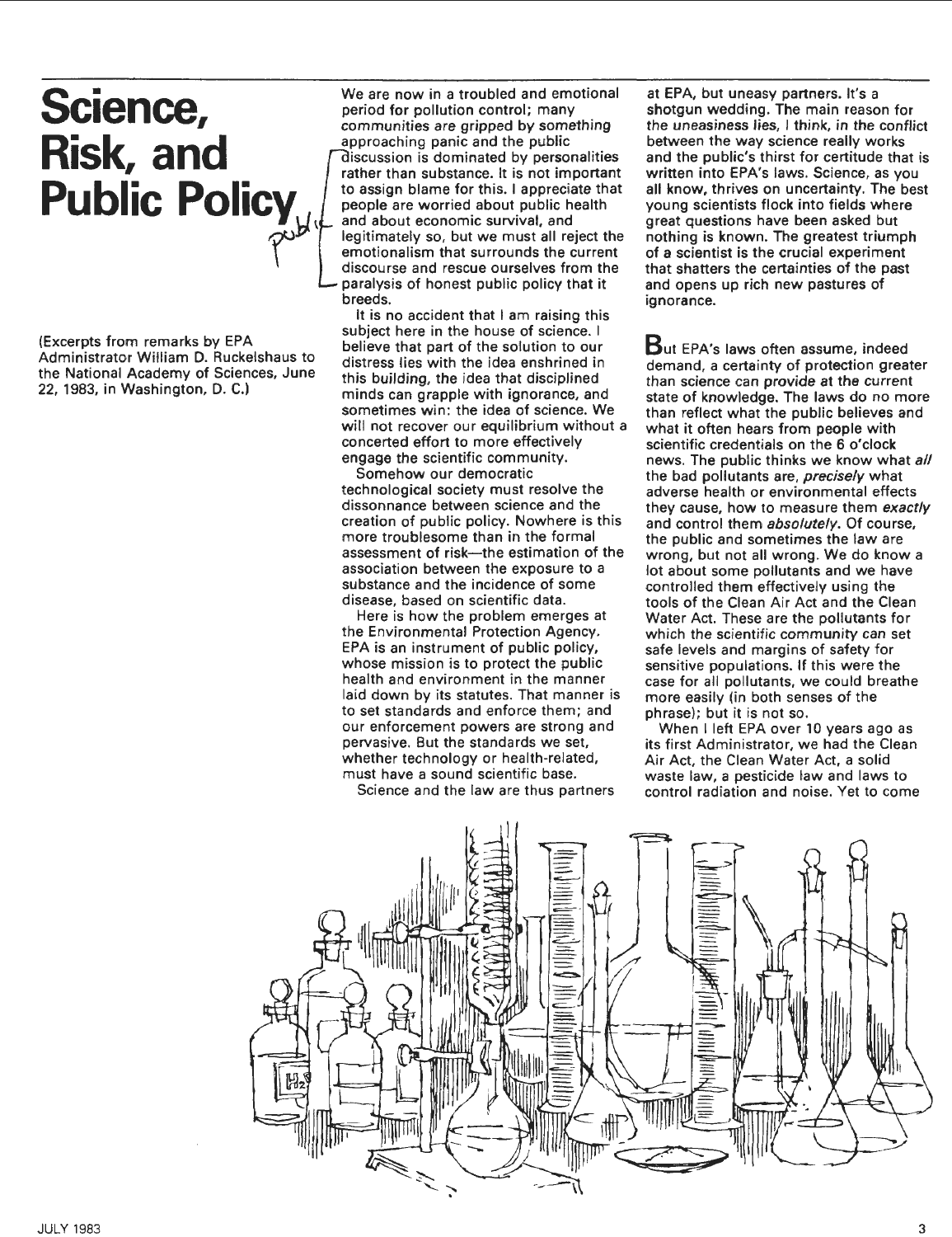# Science, Risk, and Public Policy

(Excerpts from remarks by EPA Administrator William D. Ruckelshaus to the National Academy of Sciences, June 22, 1983, in Washington, D. C.)

We are now in a troubled and emotional period for pollution control; many communities are gripped by something approaching panic and the public discussion is dominated by personalities rather than substance. It is not important to assign blame for this. I appreciate that people are worried about public health and about economic survival, and legitimately so, but we must all reject the emotionalism that surrounds the current discourse and rescue ourselves from the paralysis of honest public policy that it breeds.

It is no accident that I am raising this subject here in the house of science. I believe that part of the solution to our distress lies with the idea enshrined in this building, the idea that disciplined minds can grapple with ignorance, and sometimes win: the idea of science. We will not recover our equilibrium without a concerted effort to more effectively engage the scientific community.

Somehow our democratic technological society must resolve the dissonnance between science and the creation of public policy. Nowhere is this more troublesome than in the formal assessment of risk—the estimation of the association between the exposure to a substance and the incidence of some disease, based on scientific data.

Here is how the problem emerges at the Environmental Protection Agency. EPA is an instrument of public policy, whose mission is to protect the public health and environment in the manner laid down by its statutes. That manner is to set standards and enforce them; and our enforcement powers are strong and pervasive. But the standards we set, whether technology or health-related, must have a sound scientific base.

Science and the law are thus partners at EPA, but uneasy partners. It's a shotgun wedding. The main reason for the uneasiness lies, I think, in the conflict between the way science really works and the public's thirst for certitude that is written into EPA's laws. Science, as you all know, thrives on uncertainty. The best young scientists flock into fields where great questions have been asked but nothing is known. The greatest triumph of a scientist is the crucial experiment that shatters the certainties of the past and opens up rich new pastures of ignorance.

But EPA's laws often assume, indeed demand, a certainty of protection greater than science can provide at the current state of knowledge. The laws do no more than reflect what the public believes and what it often hears from people with scientific credentials on the 6 o'clock news. The public thinks we know what *all* the bad pollutants are, *precisely* what adverse health or environmental effects they cause, how to measure them *exactly* and control them *absolutely*. Of course, the public and sometimes the law are wrong, but not all wrong. We do know a lot about some pollutants and we have controlled them effectively using the tools of the Clean Air Act and the Clean Water Act. These are the pollutants for which the scientific community can set safe levels and margins of safety for sensitive populations. If this were the case for all pollutants, we could breathe more easily (in both senses of the phrase); but it is not so.

When I left EPA over 10 years ago as its first Administrator, we had the Clean Air Act, the Clean Water Act, a solid waste law, a pesticide law and laws to control radiation and noise. Yet to come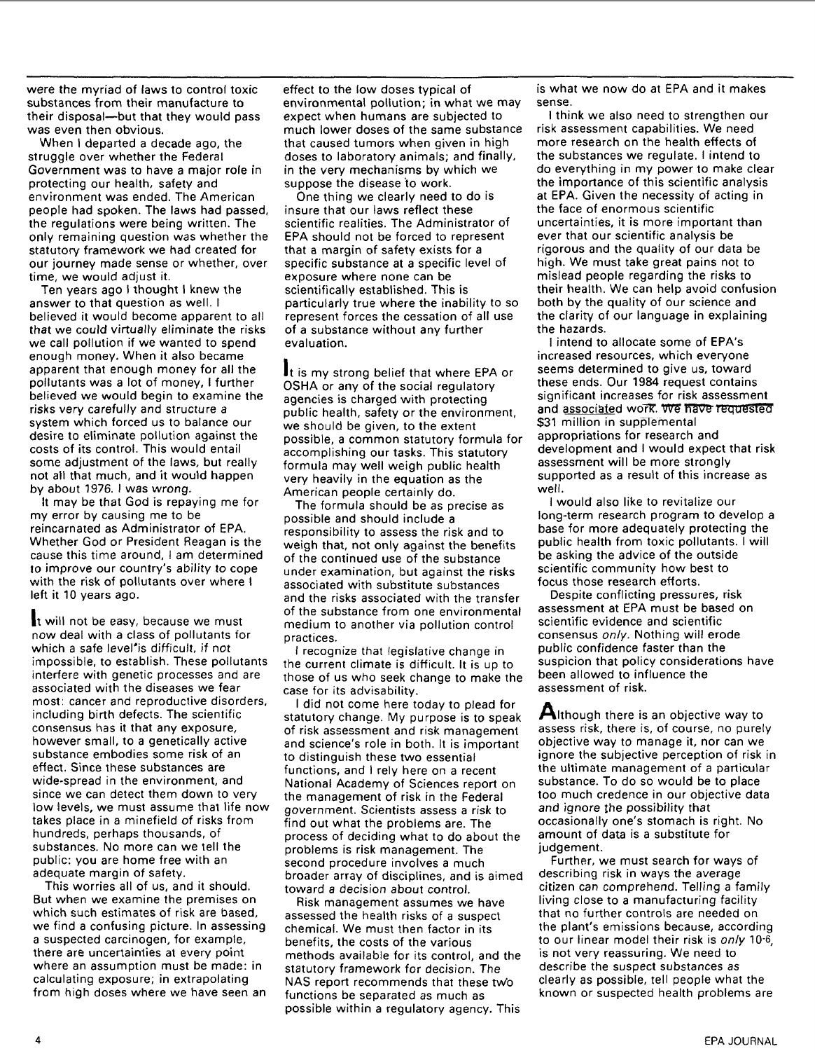were the myriad of laws to control toxic substances from their manufacture to their disposal—but that they would pass was even then obvious.

When I departed a decade ago, the struggle over whether the Federal Government was to have a major role in protecting our health, safety and environment was ended. The American people had spoken. The laws had passed, the regulations were being written. The only remaining question was whether the statutory framework we had created for our journey made sense or whether, over time, we would adjust it.

Ten years ago I thought I knew the answer to that question as well. I believed it would become apparent to all that we could virtually eliminate the risks we call pollution if we wanted to spend enough money. When it also became apparent that enough money for all the pollutants was a lot of money, I further believed we would begin to examine the risks very carefully and structure a system which forced us to balance our desire to eliminate pollution against the costs of its control. This would entail some adjustment of the laws, but really not all that much, and it would happen by about 1976. I was *wrong*.

It may be that God is repaying me for my error by causing me to be reincarnated as Administrator of EPA. Whether God or President Reagan is the cause this time around, I am determined to improve our country's ability to cope with the risk of pollutants over where I left it 10 years ago.

It will not be easy, because we must now deal with a class of pollutants for which a safe level is difficult, if not impossible, to establish. These pollutants interfere with genetic processes and are associated with the diseases we fear most: cancer and reproductive disorders, including birth defects. The scientific consensus has it that any exposure, however small, to a genetically active substance embodies some risk of an effect. Since these substances are wide-spread in the environment, and since we can detect them down to very low levels, we must assume that life now takes place in a minefield of risks from hundreds, perhaps thousands, of substances. No more can we tell the public: you are home free with an adequate margin of safety.

This worries all of us, and it should. But when we examine the premises on which such estimates of risk are based, we find a confusing picture. In assessing a suspected carcinogen, for example, there are uncertainties at every point where an assumption must be made: in calculating exposure; in extrapolating from high doses where we have seen an effect to the low doses typical of environmental pollution; in what we may expect when humans are subjected to much lower doses of the same substance that caused tumors when given in high doses to laboratory animals; and finally, in the very mechanisms by which we suppose the disease to work.

One thing we clearly need to do is insure that our laws reflect these scientific realities. The Administrator of EPA should not be forced to represent that a margin of safety exists for a specific substance at a specific level of exposure where none can be scientifically established. This is particularly true where the inability to so represent forces the cessation of all use of a substance without any further evaluation.

It is my strong belief that where EPA or OSHA or any of the social regulatory agencies is charged with protecting public health, safety or the environment, we should be given, to the extent possible, a common statutory formula for accomplishing our tasks. This statutory formula may well weigh public health very heavily in the equation as the American people certainly do.

The formula should be as precise as possible and should include a responsibility to assess the risk and to weigh that, not only against the benefits of the continued use of the substance under examination, but against the risks associated with substitute substances and the risks associated with the transfer of the substance from one environmental medium to another via pollution control practices.

I recognize that legislative change in the current climate is difficult. It is up to those of us who seek change to make the case for its advisability.

I did not come here today to plead for statutory change. My purpose is to speak of risk assessment and risk management and science's role in both. It is important to distinguish these two essential functions, and I rely here on a recent National Academy of Sciences report on the management of risk in the Federal government. Scientists assess a risk to find out what the problems are. The process of deciding what to do about the problems is risk management. The second procedure involves a much broader array of disciplines, and is aimed toward a decision about control.

Risk management assumes we have assessed the health risks of a suspect chemical. We must then factor in its benefits, the costs of the various methods available for its control, and the statutory framework for decision. The NAS report recommends that these two functions be separated as much as possible within a regulatory agency. This is what we now do at EPA and it makes sense.

I think we also need to strengthen our risk assessment capabilities. We need more research on the health effects of the substances we regulate. I intend to do everything in my power to make clear the importance of this scientific analysis at EPA. Given the necessity of acting in the face of enormous scientific uncertainties, it is more important than ever that our scientific analysis be rigorous and the quality of our data be high. We must take great pains not to mislead people regarding the risks to their health. We can help avoid confusion both by the quality of our science and the clarity of our language in explaining the hazards.

I intend to allocate some of EPA's increased resources, which everyone seems determined to give us, toward these ends. Our 1984 request contains significant increases for risk assessment and associated work. We have requested $31 million in supplemental appropriations for research and development and I would expect that risk assessment will be more strongly supported as a result of this increase as well.

I would also like to revitalize our long-term research program to develop a base for more adequately protecting the public health from toxic pollutants. I will be asking the advice of the outside scientific community how best to focus those research efforts.

Despite conflicting pressures, risk assessment at EPA must be based on scientific evidence and scientific consensus *only*. Nothing will erode public confidence faster than the suspicion that policy considerations have been allowed to influence the assessment of risk.

Although there is an objective way to assess risk, there is, of course, no purely objective way to manage it, nor can we ignore the subjective perception of risk in the ultimate management of a particular substance. To do so would be to place too much credence in our objective data and ignore the possibility that occasionally one's stomach is right. No amount of data is a substitute for judgement.

Further, we must search for ways of describing risk in ways the average citizen can comprehend. Telling a family living close to a manufacturing facility that no further controls are needed on the plant's emissions because, according to our linear model their risk is *only* $10^{-6}$, is not very reassuring. We need to describe the suspect substances as clearly as possible, tell people what the known or suspected health problems are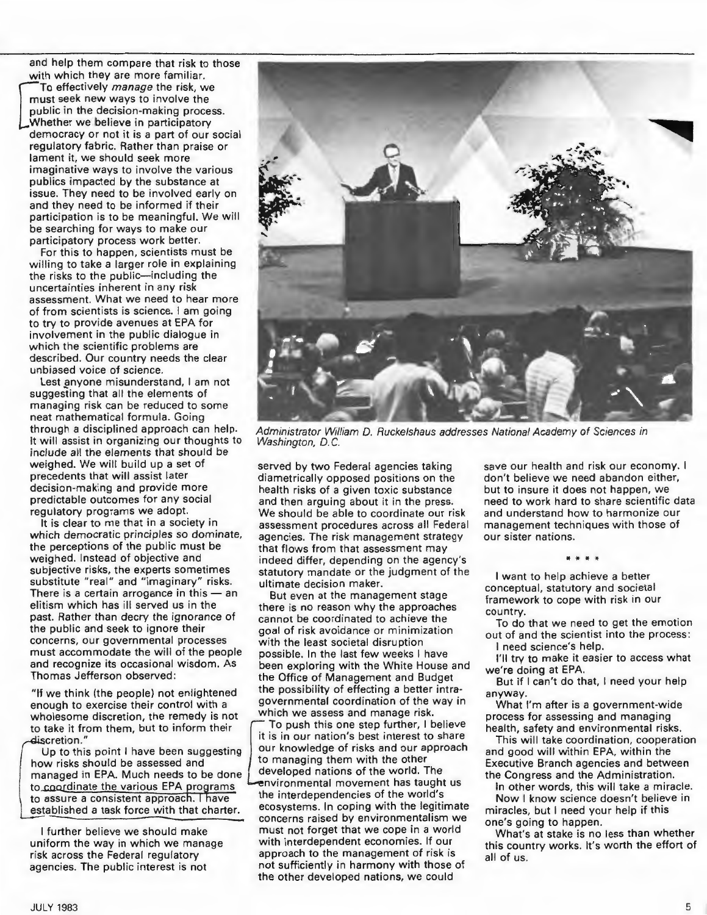and help them compare that risk to those with which they are more familiar.

To effectively *manage* the risk, we must seek new ways to involve the public in the decision-making process. Whether we believe in participatory democracy or not it is a part of our social regulatory fabric. Rather than praise or lament it, we should seek more imaginative ways to involve the various publics impacted by the substance at issue. They need to be involved early on and they need to be informed if their participation is to be meaningful. We will be searching for ways to make our participatory process work better.

For this to happen, scientists must be willing to take a larger role in explaining the risks to the public—including the uncertainties inherent in any risk assessment. What we need to hear more of from scientists is science. I am going to try to provide avenues at EPA for involvement in the public dialogue in which the scientific problems are described. Our country needs the clear unbiased voice of science.

Lest anyone misunderstand, I am not suggesting that all the elements of managing risk can be reduced to some neat mathematical formula. Going through a disciplined approach can help. It will assist in organizing our thoughts to include all the elements that should be weighed. We will build up a set of precedents that will assist later decision-making and provide more predictable outcomes for any social regulatory programs we adopt.

It is clear to me that in a society in which democratic principles so dominate, the perceptions of the public must be weighed. Instead of objective and subjective risks, the experts sometimes substitute "real" and "imaginary" risks. There is a certain arrogance in this — an elitism which has ill served us in the past. Rather than decry the ignorance of the public and seek to ignore their concerns, our governmental processes must accommodate the will of the people and recognize its occasional wisdom. As Thomas Jefferson observed:

"If we think (the people) not enlightened enough to exercise their control with a wholesome discretion, the remedy is not to take it from them, but to inform their discretion."

Up to this point I have been suggesting how risks should be assessed and managed in EPA. Much needs to be done to coordinate the various EPA programs to assure a consistent approach. I have established a task force with that charter.

I further believe we should make uniform the way in which we manage risk across the Federal regulatory agencies. The public interest is not served by two Federal agencies taking diametrically opposed positions on the health risks of a given toxic substance and then arguing about it in the press. We should be able to coordinate our risk assessment procedures across all Federal agencies. The risk management strategy that flows from that assessment may indeed differ, depending on the agency's statutory mandate or the judgment of the ultimate decision maker.

*Administrator William D. Ruckelshaus addresses National Academy of Sciences in Washington, D.C.*

But even at the management stage there is no reason why the approaches cannot be coordinated to achieve the goal of risk avoidance or minimization with the least societal disruption possible. In the last few weeks I have been exploring with the White House and the Office of Management and Budget the possibility of effecting a better intra-governmental coordination of the way in which we assess and manage risk.

To push this one step further, I believe it is in our nation's best interest to share our knowledge of risks and our approach to managing them with the other developed nations of the world. The environmental movement has taught us the interdependencies of the world's ecosystems. In coping with the legitimate concerns raised by environmentalism we must not forget that we cope in a world with interdependent economies. If our approach to the management of risk is not sufficiently in harmony with those of the other developed nations, we could save our health and risk our economy. I don't believe we need abandon either, but to insure it does not happen, we need to work hard to share scientific data and understand how to harmonize our management techniques with those of our sister nations.

\* \* \* \*

I want to help achieve a better conceptual, statutory and societal framework to cope with risk in our country.

To do that we need to get the emotion out of and the scientist into the process:

I need science's help.

I'll try to make it easier to access what we're doing at EPA.

But if I can't do that, I need your help anyway.

What I'm after is a government-wide process for assessing and managing health, safety and environmental risks.

This will take coordination, cooperation and good will within EPA, within the Executive Branch agencies and between the Congress and the Administration.

In other words, this will take a miracle.

Now I know science doesn't believe in miracles, but I need your help if this one's going to happen.

What's at stake is no less than whether this country works. It's worth the effort of all of us.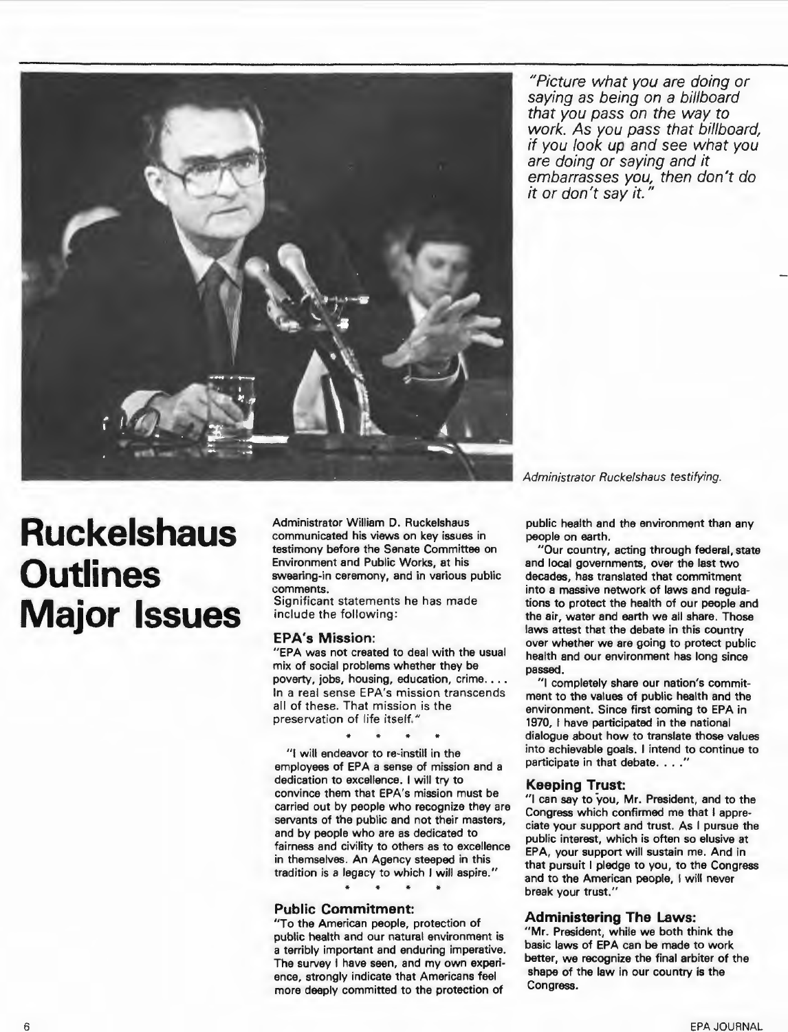*"Picture what you are doing or saying as being on a billboard that you pass on the way to work. As you pass that billboard, if you look up and see what you are doing or saying and it embarrasses you, then don't do it or don't say it."*

*Administrator Ruckelshaus testifying.*

# Ruckelshaus Outlines Major Issues

Administrator William D. Ruckelshaus communicated his views on key issues in testimony before the Senate Committee on Environment and Public Works, at his swearing-in ceremony, and in various public comments.

Significant statements he has made include the following:

### EPA's Mission:

"EPA was not created to deal with the usual mix of social problems whether they be poverty, jobs, housing, education, crime.... In a real sense EPA's mission transcends all of these. That mission is the preservation of life itself."

\* \* \* \*

"I will endeavor to re-instill in the employees of EPA a sense of mission and a dedication to excellence. I will try to convince them that EPA's mission must be carried out by people who recognize they are servants of the public and not their masters, and by people who are as dedicated to fairness and civility to others as to excellence in themselves. An Agency steeped in this tradition is a legacy to which I will aspire."

\* \* \* \*

### Public Commitment:

"To the American people, protection of public health and our natural environment is a terribly important and enduring imperative. The survey I have seen, and my own experience, strongly indicate that Americans feel more deeply committed to the protection of public health and the environment than any people on earth.

"Our country, acting through federal, state and local governments, over the last two decades, has translated that commitment into a massive network of laws and regulations to protect the health of our people and the air, water and earth we all share. Those laws attest that the debate in this country over whether we are going to protect public health and our environment has long since passed.

"I completely share our nation's commitment to the values of public health and the environment. Since first coming to EPA in 1970, I have participated in the national dialogue about how to translate those values into achievable goals. I intend to continue to participate in that debate. . . ."

### Keeping Trust:

"I can say to you, Mr. President, and to the Congress which confirmed me that I appreciate your support and trust. As I pursue the public interest, which is often so elusive at EPA, your support will sustain me. And in that pursuit I pledge to you, to the Congress and to the American people, I will never break your trust."

### Administering The Laws:

"Mr. President, while we both think the basic laws of EPA can be made to work better, we recognize the final arbiter of the shape of the law in our country is the Congress.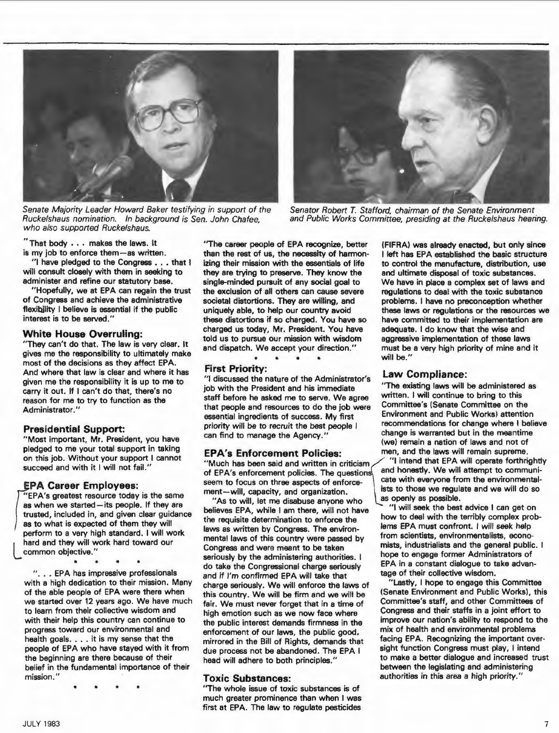*Senate Majority Leader Howard Baker testifying in support of the Ruckelshaus nomination. In background is Sen. John Chafee, who also supported Ruckelshaus.*

*Senator Robert T. Stafford, chairman of the Senate Environment and Public Works Committee, presiding at the Ruckelshaus hearing.*

"That body . . . makes the laws. It is my job to enforce them—as written.

"I have pledged to the Congress . . . that I will consult closely with them in seeking to administer and refine our statutory base.

"Hopefully, we at EPA can regain the trust of Congress and achieve the administrative flexibility I believe is essential if the public interest is to be served."

### White House Overruling:

"They can't do that. The law is very clear. It gives me the responsibility to ultimately make most of the decisions as they affect EPA. And where that law is clear and where it has given me the responsibility it is up to me to carry it out. If I can't do that, there's no reason for me to try to function as the Administrator."

### Presidential Support:

"Most important, Mr. President, you have pledged to me your total support in taking on this job. Without your support I cannot succeed and with it I will not fail."

### EPA Career Employees:

"EPA's greatest resource today is the same as when we started—its people. If they are trusted, included in, and given clear guidance as to what is expected of them they will perform to a very high standard. I will work hard and they will work hard toward our common objective."

\* \* \* \*

". . . EPA has impressive professionals with a high dedication to their mission. Many of the able people of EPA were there when we started over 12 years ago. We have much to learn from their collective wisdom and with their help this country can continue to progress toward our environmental and health goals. . . . it is my sense that the people of EPA who have stayed with it from the beginning are there because of their belief in the fundamental importance of their mission."

\* \* \* \*

"The career people of EPA recognize, better than the rest of us, the necessity of harmonizing their mission with the essentials of life they are trying to preserve. They know the single-minded pursuit of any social goal to the exclusion of all others can cause severe societal distortions. They are willing, and uniquely able, to help our country avoid these distortions if so charged. You have so charged us today, Mr. President. You have told us to pursue our mission with wisdom and dispatch. We accept your direction."

\* \* \* \*

### First Priority:

"I discussed the nature of the Administrator's job with the President and his immediate staff before he asked me to serve. We agree that people and resources to do the job were essential ingredients of success. My first priority will be to recruit the best people I can find to manage the Agency."

### EPA's Enforcement Policies:

"Much has been said and written in criticism of EPA's enforcement policies. The questions seem to focus on three aspects of enforcement—will, capacity, and organization.

"As to will, let me disabuse anyone who believes EPA, while I am there, will not have the requisite determination to enforce the laws as written by Congress. The environmental laws of this country were passed by Congress and were meant to be taken seriously by the administering authorities. I do take the Congressional charge seriously and if I'm confirmed EPA will take that charge seriously. We will enforce the laws of this country. We will be firm and we will be fair. We must never forget that in a time of high emotion such as we now face where the public interest demands firmness in the enforcement of our laws, the public good, mirrored in the Bill of Rights, demands that due process not be abandoned. The EPA I head will adhere to both principles."

### Toxic Substances:

"The whole issue of toxic substances is of much greater prominence than when I was first at EPA. The law to regulate pesticides (FIFRA) was already enacted, but only since I left has EPA established the basic structure to control the manufacture, distribution, use and ultimate disposal of toxic substances. We have in place a complex set of laws and regulations to deal with the toxic substance problems. I have no preconception whether these laws or regulations or the resources we have committed to their implementation are adequate. I do know that the wise and aggressive implementation of these laws must be a very high priority of mine and it will be."

### Law Compliance:

"The existing laws will be administered as written. I will continue to bring to this Committee's (Senate Committee on the Environment and Public Works) attention recommendations for change where I believe change is warranted but in the meantime (we) remain a nation of laws and not of men, and the laws will remain supreme.

"I intend that EPA will operate forthrightly and honestly. We will attempt to communicate with everyone from the environmentalists to those we regulate and we will do so as openly as possible.

"I will seek the best advice I can get on how to deal with the terribly complex problems EPA must confront. I will seek help from scientists, environmentalists, economists, industrialists and the general public. I hope to engage former Administrators of EPA in a constant dialogue to take advantage of their collective wisdom.

"Lastly, I hope to engage this Committee (Senate Environment and Public Works), this Committee's staff, and other Committees of Congress and their staffs in a joint effort to improve our nation's ability to respond to the mix of health and environmental problems facing EPA. Recognizing the important oversight function Congress must play, I intend to make a better dialogue and increased trust between the legislating and administering authorities in this area a high priority."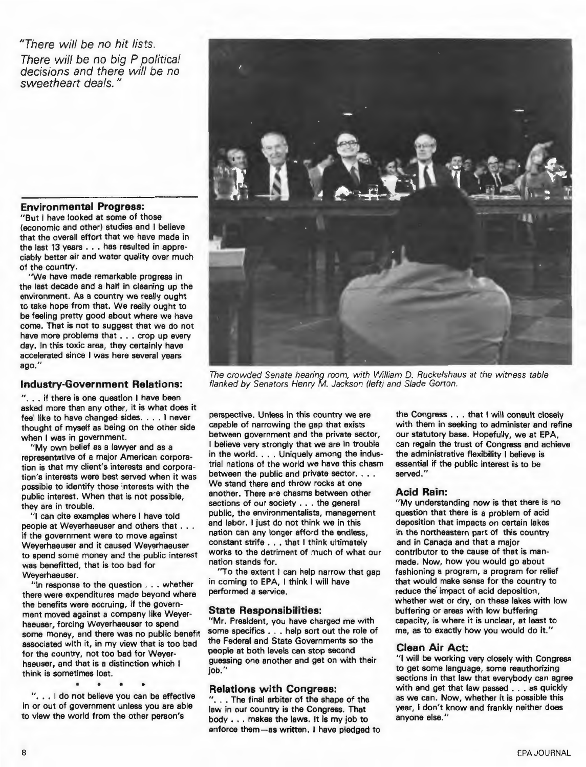*"There will be no hit lists. There will be no big P political decisions and there will be no sweetheart deals."*

The crowded Senate hearing room, with William D. Ruckelshaus at the witness table flanked by Senators Henry M. Jackson (left) and Slade Gorton.

### Environmental Progress:

"But I have looked at some of those (economic and other) studies and I believe that the overall effort that we have made in the last 13 years . . . has resulted in appreciably better air and water quality over much of the country.

"We have made remarkable progress in the last decade and a half in cleaning up the environment. As a country we really ought to take hope from that. We really ought to be feeling pretty good about where we have come. That is not to suggest that we do not have more problems that . . . crop up every day. In this toxic area, they certainly have accelerated since I was here several years ago."

### Industry-Government Relations:

". . . if there is one question I have been asked more than any other, it is what does it feel like to have changed sides. . . . I never thought of myself as being on the other side when I was in government.

"My own belief as a lawyer and as a representative of a major American corporation is that my client's interests and corporation's interests were best served when it was possible to identify those interests with the public interest. When that is not possible, they are in trouble.

"I can cite examples where I have told people at Weyerhaeuser and others that . . . if the government were to move against Weyerhaeuser and it caused Weyerhaeuser to spend some money and the public interest was benefitted, that is too bad for Weyerhaeuser.

"In response to the question . . . whether there were expenditures made beyond where the benefits were accruing, if the government moved against a company like Weyerhaeuser, forcing Weyerhaeuser to spend some money, and there was no public benefit associated with it, in my view that is too bad for the country, not too bad for Weyerhaeuser, and that is a distinction which I think is sometimes lost.

\* \* \* \*

". . . I do not believe you can be effective in or out of government unless you are able to view the world from the other person's perspective. Unless in this country we are capable of narrowing the gap that exists between government and the private sector, I believe very strongly that we are in trouble in the world. . . . Uniquely among the industrial nations of the world we have this chasm between the public and private sector. . . . We stand there and throw rocks at one another. There are chasms between other sections of our society . . . the general public, the environmentalists, management and labor. I just do not think we in this nation can any longer afford the endless, constant strife . . . that I think ultimately works to the detriment of much of what our nation stands for.

"To the extent I can help narrow that gap in coming to EPA, I think I will have performed a service.

### State Responsibilities:

"Mr. President, you have charged me with some specifics . . . help sort out the role of the Federal and State Governments so the people at both levels can stop second guessing one another and get on with their job."

### Relations with Congress:

". . . The final arbiter of the shape of the law in our country is the Congress. That body . . . makes the laws. It is my job to enforce them—as written. I have pledged to the Congress . . . that I will consult closely with them in seeking to administer and refine our statutory base. Hopefully, we at EPA, can regain the trust of Congress and achieve the administrative flexibility I believe is essential if the public interest is to be served."

### Acid Rain:

"My understanding now is that there is no question that there is a problem of acid deposition that impacts on certain lakes in the northeastern part of this country and in Canada and that a major contributor to the cause of that is manmade. Now, how you would go about fashioning a program, a program for relief that would make sense for the country to reduce the impact of acid deposition, whether wet or dry, on these lakes with low buffering or areas with low buffering capacity, is where it is unclear, at least to me, as to exactly how you would do it."

### Clean Air Act:

"I will be working very closely with Congress to get some language, some reauthorizing sections in that law that everybody can agree with and get that law passed . . . as quickly as we can. Now, whether it is possible this year, I don't know and frankly neither does anyone else."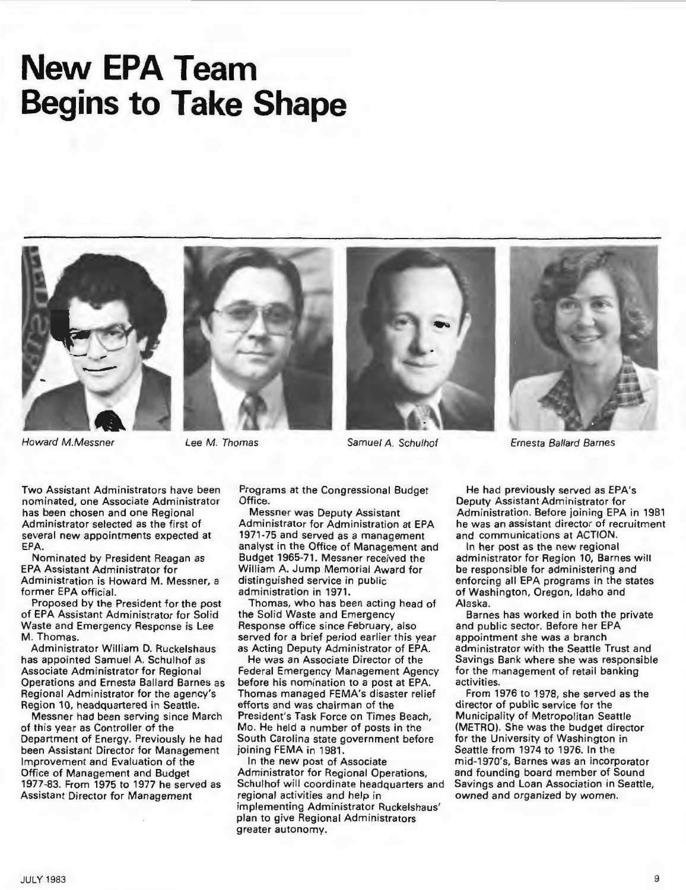# New EPA Team Begins to Take Shape

*Howard M.Messner* *Lee M. Thomas* *Samuel A. Schulhof* *Ernesta Ballard Barnes*

Two Assistant Administrators have been nominated, one Associate Administrator has been chosen and one Regional Administrator selected as the first of several new appointments expected at EPA.

Nominated by President Reagan as EPA Assistant Administrator for Administration is Howard M. Messner, a former EPA official.

Proposed by the President for the post of EPA Assistant Administrator for Solid Waste and Emergency Response is Lee M. Thomas.

Administrator William D. Ruckelshaus has appointed Samuel A. Schulhof as Associate Administrator for Regional Operations and Ernesta Ballard Barnes as Regional Administrator for the agency's Region 10, headquartered in Seattle.

Messner had been serving since March of this year as Controller of the Department of Energy. Previously he had been Assistant Director for Management Improvement and Evaluation of the Office of Management and Budget 1977-83. From 1975 to 1977 he served as Assistant Director for Management Programs at the Congressional Budget Office.

Messner was Deputy Assistant Administrator for Administration at EPA 1971-75 and served as a management analyst in the Office of Management and Budget 1965-71. Messner received the William A. Jump Memorial Award for distinguished service in public administration in 1971.

Thomas, who has been acting head of the Solid Waste and Emergency Response office since February, also served for a brief period earlier this year as Acting Deputy Administrator of EPA.

He was an Associate Director of the Federal Emergency Management Agency before his nomination to a post at EPA. Thomas managed FEMA's disaster relief efforts and was chairman of the President's Task Force on Times Beach, Mo. He held a number of posts in the South Carolina state government before joining FEMA in 1981.

In the new post of Associate Administrator for Regional Operations, Schulhof will coordinate headquarters and regional activities and help in implementing Administrator Ruckelshaus' plan to give Regional Administrators greater autonomy.

He had previously served as EPA's Deputy Assistant Administrator for Administration. Before joining EPA in 1981 he was an assistant director of recruitment and communications at ACTION.

In her post as the new regional administrator for Region 10, Barnes will be responsible for administering and enforcing all EPA programs in the states of Washington, Oregon, Idaho and Alaska.

Barnes has worked in both the private and public sector. Before her EPA appointment she was a branch administrator with the Seattle Trust and Savings Bank where she was responsible for the management of retail banking activities.

From 1976 to 1978, she served as the director of public service for the Municipality of Metropolitan Seattle (METRO). She was the budget director for the University of Washington in Seattle from 1974 to 1976. In the mid-1970's, Barnes was an incorporator and founding board member of Sound Savings and Loan Association in Seattle, owned and organized by women.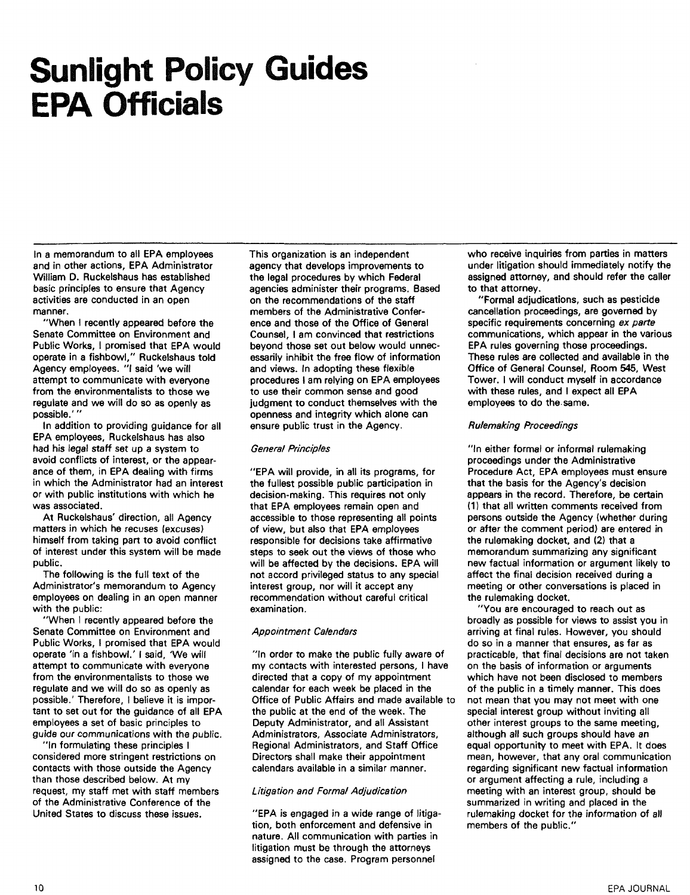# Sunlight Policy Guides EPA Officials

In a memorandum to all EPA employees and in other actions, EPA Administrator William D. Ruckelshaus has established basic principles to ensure that Agency activities are conducted in an open manner.

"When I recently appeared before the Senate Committee on Environment and Public Works, I promised that EPA would operate in a fishbowl," Ruckelshaus told Agency employees. "I said 'we will attempt to communicate with everyone from the environmentalists to those we regulate and we will do so as openly as possible.' "

In addition to providing guidance for all EPA employees, Ruckelshaus has also had his legal staff set up a system to avoid conflicts of interest, or the appearance of them, in EPA dealing with firms in which the Administrator had an interest or with public institutions with which he was associated.

At Ruckelshaus' direction, all Agency matters in which he recuses (excuses) himself from taking part to avoid conflict of interest under this system will be made public.

The following is the full text of the Administrator's memorandum to Agency employees on dealing in an open manner with the public:

"When I recently appeared before the Senate Committee on Environment and Public Works, I promised that EPA would operate 'in a fishbowl.' I said, 'We will attempt to communicate with everyone from the environmentalists to those we regulate and we will do so as openly as possible.' Therefore, I believe it is important to set out for the guidance of all EPA employees a set of basic principles to guide our communications with the public.

"In formulating these principles I considered more stringent restrictions on contacts with those outside the Agency than those described below. At my request, my staff met with staff members of the Administrative Conference of the United States to discuss these issues. This organization is an independent agency that develops improvements to the legal procedures by which Federal agencies administer their programs. Based on the recommendations of the staff members of the Administrative Conference and those of the Office of General Counsel, I am convinced that restrictions beyond those set out below would unnecessarily inhibit the free flow of information and views. In adopting these flexible procedures I am relying on EPA employees to use their common sense and good judgment to conduct themselves with the openness and integrity which alone can ensure public trust in the Agency.

*General Principles*

"EPA will provide, in all its programs, for the fullest possible public participation in decision-making. This requires not only that EPA employees remain open and accessible to those representing all points of view, but also that EPA employees responsible for decisions take affirmative steps to seek out the views of those who will be affected by the decisions. EPA will not accord privileged status to any special interest group, nor will it accept any recommendation without careful critical examination.

*Appointment Calendars*

"In order to make the public fully aware of my contacts with interested persons, I have directed that a copy of my appointment calendar for each week be placed in the Office of Public Affairs and made available to the public at the end of the week. The Deputy Administrator, and all Assistant Administrators, Associate Administrators, Regional Administrators, and Staff Office Directors shall make their appointment calendars available in a similar manner.

*Litigation and Formal Adjudication*

"EPA is engaged in a wide range of litigation, both enforcement and defensive in nature. All communication with parties in litigation must be through the attorneys assigned to the case. Program personnel who receive inquiries from parties in matters under litigation should immediately notify the assigned attorney, and should refer the caller to that attorney.

"Formal adjudications, such as pesticide cancellation proceedings, are governed by specific requirements concerning *ex parte* communications, which appear in the various EPA rules governing those proceedings. These rules are collected and available in the Office of General Counsel, Room 545, West Tower. I will conduct myself in accordance with these rules, and I expect all EPA employees to do the same.

*Rulemaking Proceedings*

"In either formal or informal rulemaking proceedings under the Administrative Procedure Act, EPA employees must ensure that the basis for the Agency's decision appears in the record. Therefore, be certain (1) that all written comments received from persons outside the Agency (whether during or after the comment period) are entered in the rulemaking docket, and (2) that a memorandum summarizing any significant new factual information or argument likely to affect the final decision received during a meeting or other conversations is placed in the rulemaking docket.

"You are encouraged to reach out as broadly as possible for views to assist you in arriving at final rules. However, you should do so in a manner that ensures, as far as practicable, that final decisions are not taken on the basis of information or arguments which have not been disclosed to members of the public in a timely manner. This does not mean that you may not meet with one special interest group without inviting all other interest groups to the same meeting, although all such groups should have an equal opportunity to meet with EPA. It does mean, however, that any oral communication regarding significant new factual information or argument affecting a rule, including a meeting with an interest group, should be summarized in writing and placed in the rulemaking docket for the information of all members of the public."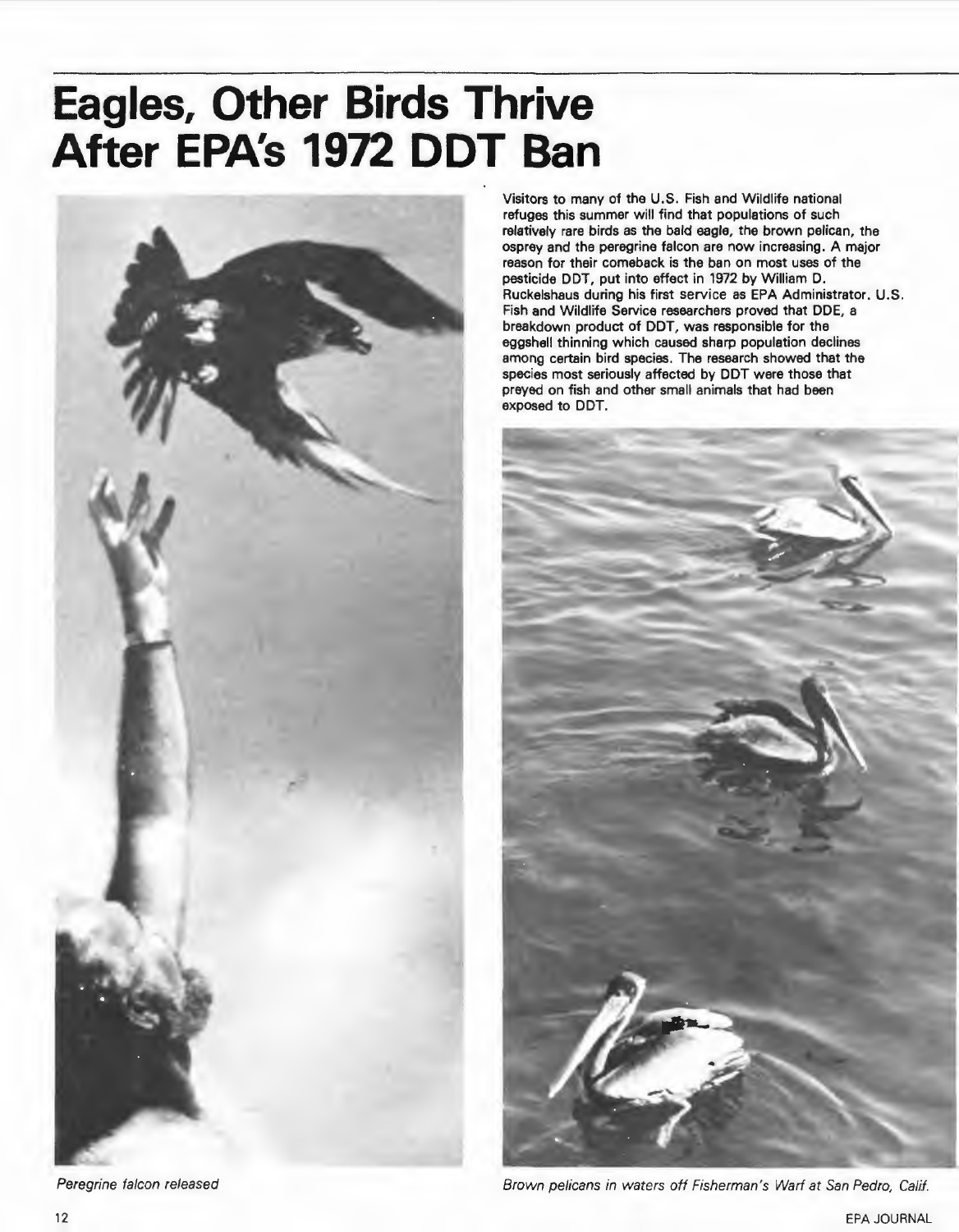# Eagles, Other Birds Thrive After EPA's 1972 DDT Ban

Visitors to many of the U.S. Fish and Wildlife national refuges this summer will find that populations of such relatively rare birds as the bald eagle, the brown pelican, the osprey and the peregrine falcon are now increasing. A major reason for their comeback is the ban on most uses of the pesticide DDT, put into effect in 1972 by William D. Ruckelshaus during his first service as EPA Administrator. U.S. Fish and Wildlife Service researchers proved that DDE, a breakdown product of DDT, was responsible for the eggshell thinning which caused sharp population declines among certain bird species. The research showed that the species most seriously affected by DDT were those that preyed on fish and other small animals that had been exposed to DDT.

*Peregrine falcon released*

*Brown pelicans in waters off Fisherman's Warf at San Pedro, Calif.*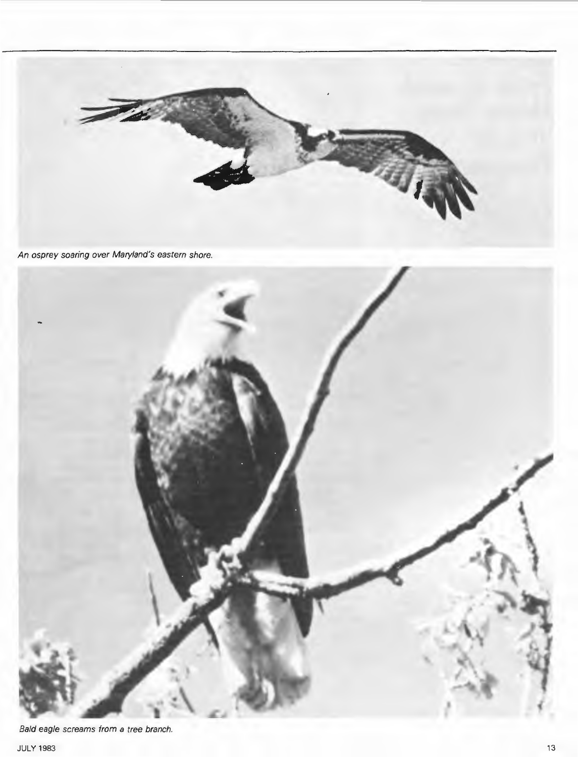*An osprey soaring over Maryland's eastern shore.*

*Bald eagle screams from a tree branch.*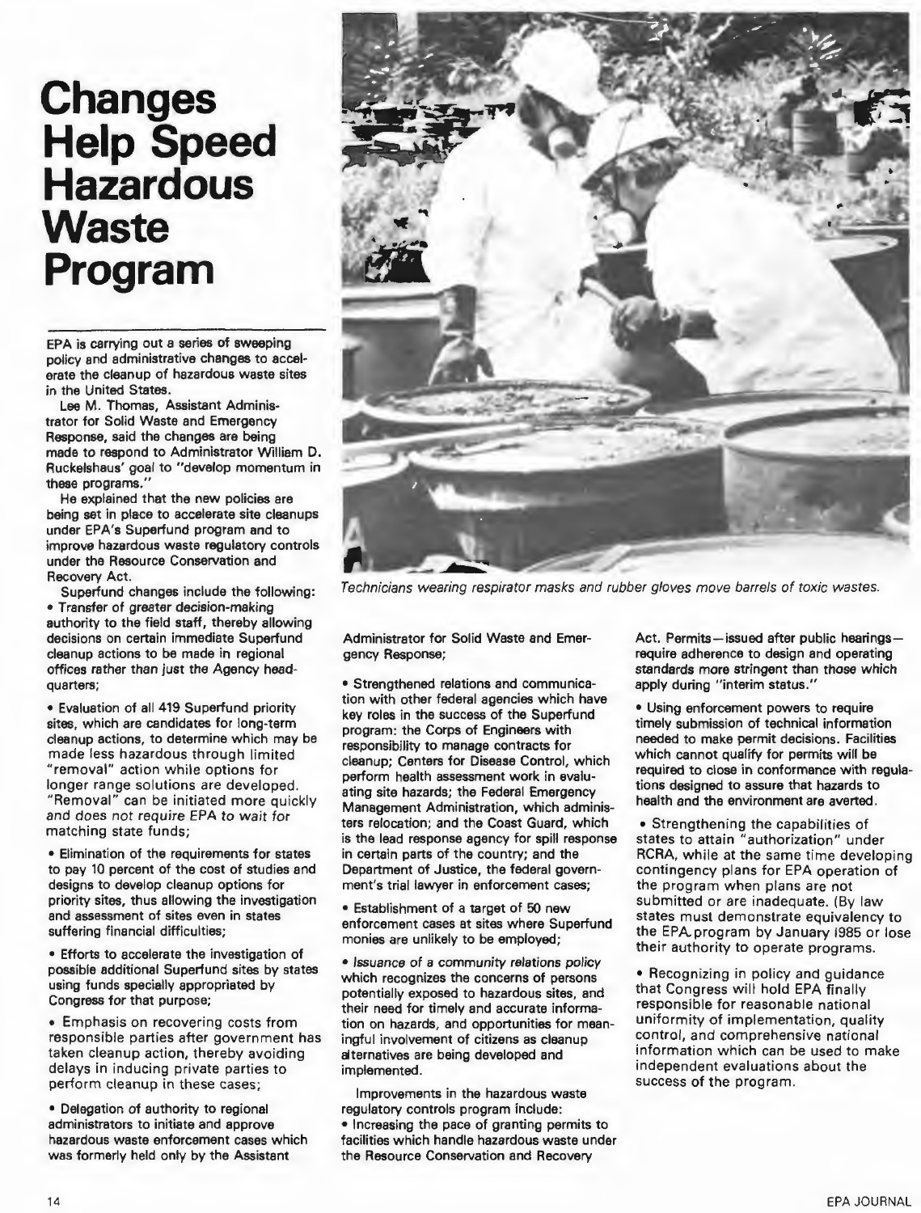# Changes Help Speed Hazardous Waste Program

EPA is carrying out a series of sweeping policy and administrative changes to accelerate the cleanup of hazardous waste sites in the United States.

Lee M. Thomas, Assistant Administrator for Solid Waste and Emergency Response, said the changes are being made to respond to Administrator William D. Ruckelshaus' goal to "develop momentum in these programs."

He explained that the new policies are being set in place to accelerate site cleanups under EPA's Superfund program and to improve hazardous waste regulatory controls under the Resource Conservation and Recovery Act.

Superfund changes include the following:

- Transfer of greater decision-making authority to the field staff, thereby allowing decisions on certain immediate Superfund cleanup actions to be made in regional offices rather than just the Agency headquarters;
- Evaluation of all 419 Superfund priority sites, which are candidates for long-term cleanup actions, to determine which may be made less hazardous through limited "removal" action while options for longer range solutions are developed. "Removal" can be initiated more quickly and does not require EPA to wait for matching state funds;
- Elimination of the requirements for states to pay 10 percent of the cost of studies and designs to develop cleanup options for priority sites, thus allowing the investigation and assessment of sites even in states suffering financial difficulties;
- Efforts to accelerate the investigation of possible additional Superfund sites by states using funds specially appropriated by Congress for that purpose;
- Emphasis on recovering costs from responsible parties after government has taken cleanup action, thereby avoiding delays in inducing private parties to perform cleanup in these cases;
- Delegation of authority to regional administrators to initiate and approve hazardous waste enforcement cases which was formerly held only by the Assistant Administrator for Solid Waste and Emergency Response;
- Strengthened relations and communication with other federal agencies which have key roles in the success of the Superfund program: the Corps of Engineers with responsibility to manage contracts for cleanup; Centers for Disease Control, which perform health assessment work in evaluating site hazards; the Federal Emergency Management Administration, which administers relocation; and the Coast Guard, which is the lead response agency for spill response in certain parts of the country; and the Department of Justice, the federal government's trial lawyer in enforcement cases;
- Establishment of a target of 50 new enforcement cases at sites where Superfund monies are unlikely to be employed;
- Issuance of a community relations policy which recognizes the concerns of persons potentially exposed to hazardous sites, and their need for timely and accurate information on hazards, and opportunities for meaningful involvement of citizens as cleanup alternatives are being developed and implemented.

Improvements in the hazardous waste regulatory controls program include:

- Increasing the pace of granting permits to facilities which handle hazardous waste under the Resource Conservation and Recovery Act. Permits—issued after public hearings—require adherence to design and operating standards more stringent than those which apply during "interim status."
- Using enforcement powers to require timely submission of technical information needed to make permit decisions. Facilities which cannot qualify for permits will be required to close in conformance with regulations designed to assure that hazards to health and the environment are averted.
- Strengthening the capabilities of states to attain "authorization" under RCRA, while at the same time developing contingency plans for EPA operation of the program when plans are not submitted or are inadequate. (By law states must demonstrate equivalency to the EPA program by January 1985 or lose their authority to operate programs.
- Recognizing in policy and guidance that Congress will hold EPA finally responsible for reasonable national uniformity of implementation, quality control, and comprehensive national information which can be used to make independent evaluations about the success of the program.

*Technicians wearing respirator masks and rubber gloves move barrels of toxic wastes.*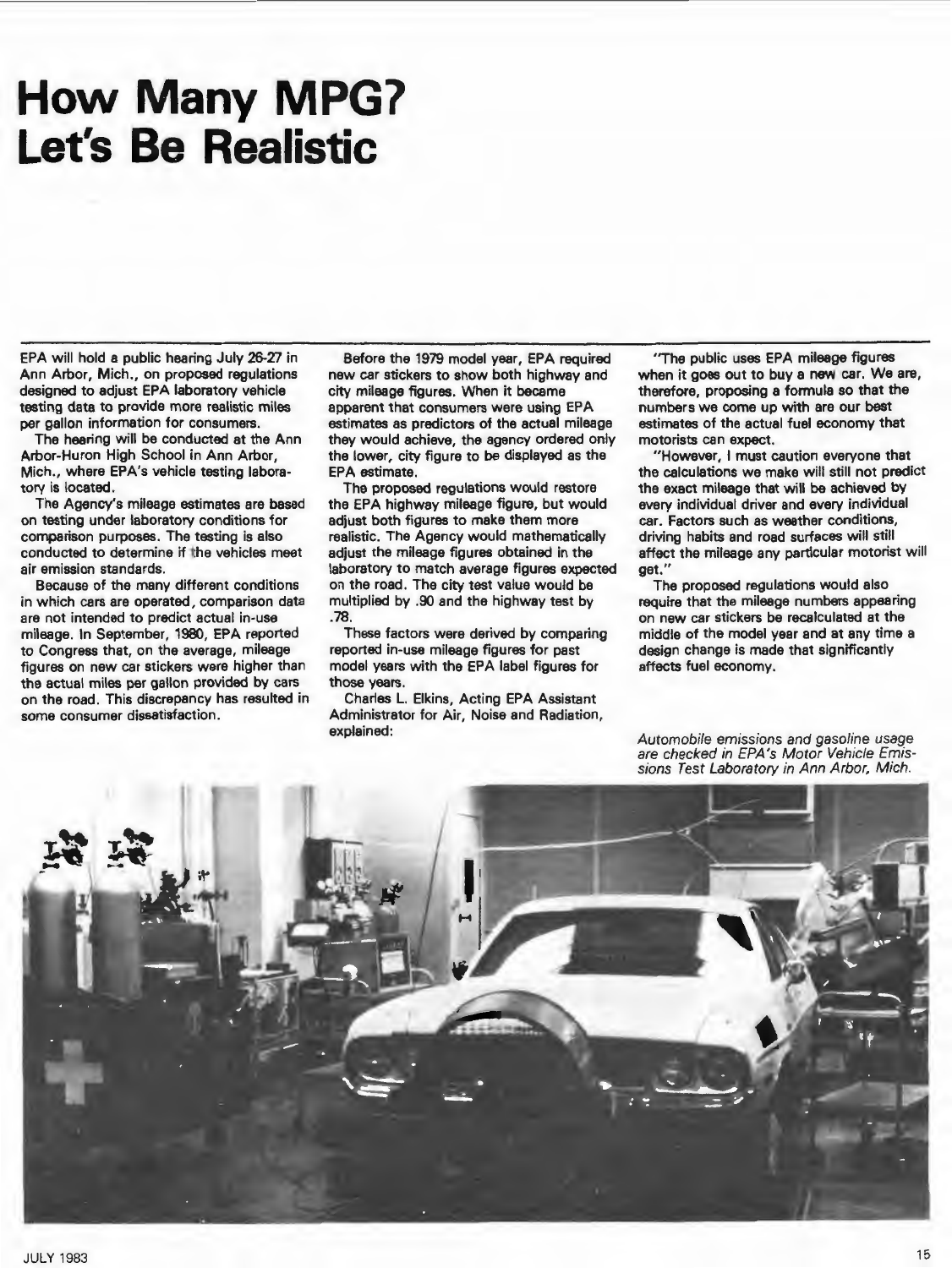# How Many MPG? Let's Be Realistic

EPA will hold a public hearing July 26-27 in Ann Arbor, Mich., on proposed regulations designed to adjust EPA laboratory vehicle testing data to provide more realistic miles per gallon information for consumers.

The hearing will be conducted at the Ann Arbor-Huron High School in Ann Arbor, Mich., where EPA's vehicle testing laboratory is located.

The Agency's mileage estimates are based on testing under laboratory conditions for comparison purposes. The testing is also conducted to determine if the vehicles meet air emission standards.

Because of the many different conditions in which cars are operated, comparison data are not intended to predict actual in-use mileage. In September, 1980, EPA reported to Congress that, on the average, mileage figures on new car stickers were higher than the actual miles per gallon provided by cars on the road. This discrepancy has resulted in some consumer dissatisfaction.

Before the 1979 model year, EPA required new car stickers to show both highway and city mileage figures. When it became apparent that consumers were using EPA estimates as predictors of the actual mileage they would achieve, the agency ordered only the lower, city figure to be displayed as the EPA estimate.

The proposed regulations would restore the EPA highway mileage figure, but would adjust both figures to make them more realistic. The Agency would mathematically adjust the mileage figures obtained in the laboratory to match average figures expected on the road. The city test value would be multiplied by .90 and the highway test by .78.

These factors were derived by comparing reported in-use mileage figures for past model years with the EPA label figures for those years.

Charles L. Elkins, Acting EPA Assistant Administrator for Air, Noise and Radiation, explained:

"The public uses EPA mileage figures when it goes out to buy a new car. We are, therefore, proposing a formula so that the numbers we come up with are our best estimates of the actual fuel economy that motorists can expect.

"However, I must caution everyone that the calculations we make will still not predict the exact mileage that will be achieved by every individual driver and every individual car. Factors such as weather conditions, driving habits and road surfaces will still affect the mileage any particular motorist will get."

The proposed regulations would also require that the mileage numbers appearing on new car stickers be recalculated at the middle of the model year and at any time a design change is made that significantly affects fuel economy.

*Automobile emissions and gasoline usage are checked in EPA's Motor Vehicle Emissions Test Laboratory in Ann Arbor, Mich.*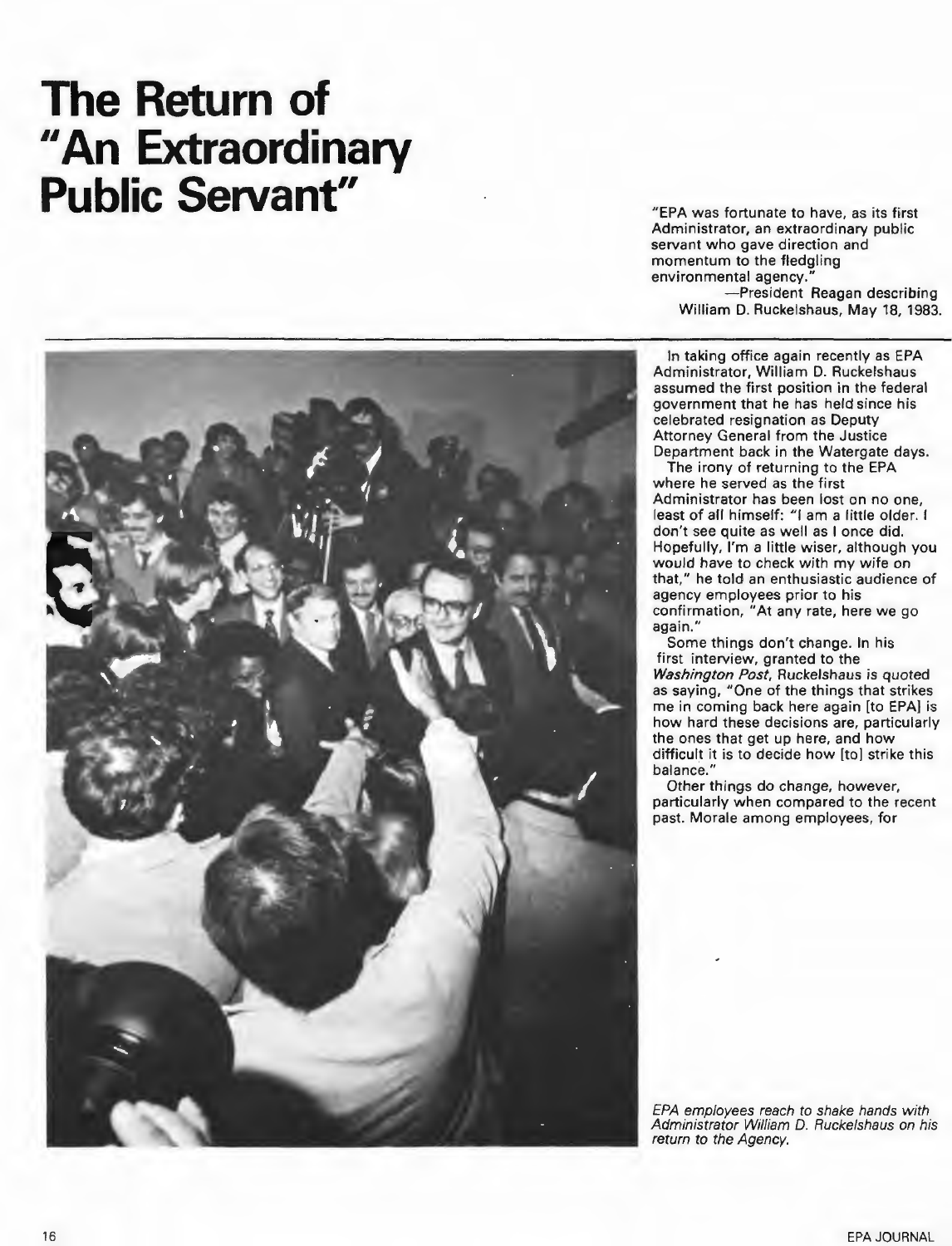# The Return of "An Extraordinary Public Servant"

"EPA was fortunate to have, as its first Administrator, an extraordinary public servant who gave direction and momentum to the fledgling environmental agency."
—President Reagan describing William D. Ruckelshaus, May 18, 1983.

In taking office again recently as EPA Administrator, William D. Ruckelshaus assumed the first position in the federal government that he has held since his celebrated resignation as Deputy Attorney General from the Justice Department back in the Watergate days.

The irony of returning to the EPA where he served as the first Administrator has been lost on no one, least of all himself: "I am a little older. I don't see quite as well as I once did. Hopefully, I'm a little wiser, although you would have to check with my wife on that," he told an enthusiastic audience of agency employees prior to his confirmation, "At any rate, here we go again."

Some things don't change. In his first interview, granted to the *Washington Post*, Ruckelshaus is quoted as saying, "One of the things that strikes me in coming back here again [to EPA] is how hard these decisions are, particularly the ones that get up here, and how difficult it is to decide how [to] strike this balance."

Other things do change, however, particularly when compared to the recent past. Morale among employees, for

*EPA employees reach to shake hands with Administrator William D. Ruckelshaus on his return to the Agency.*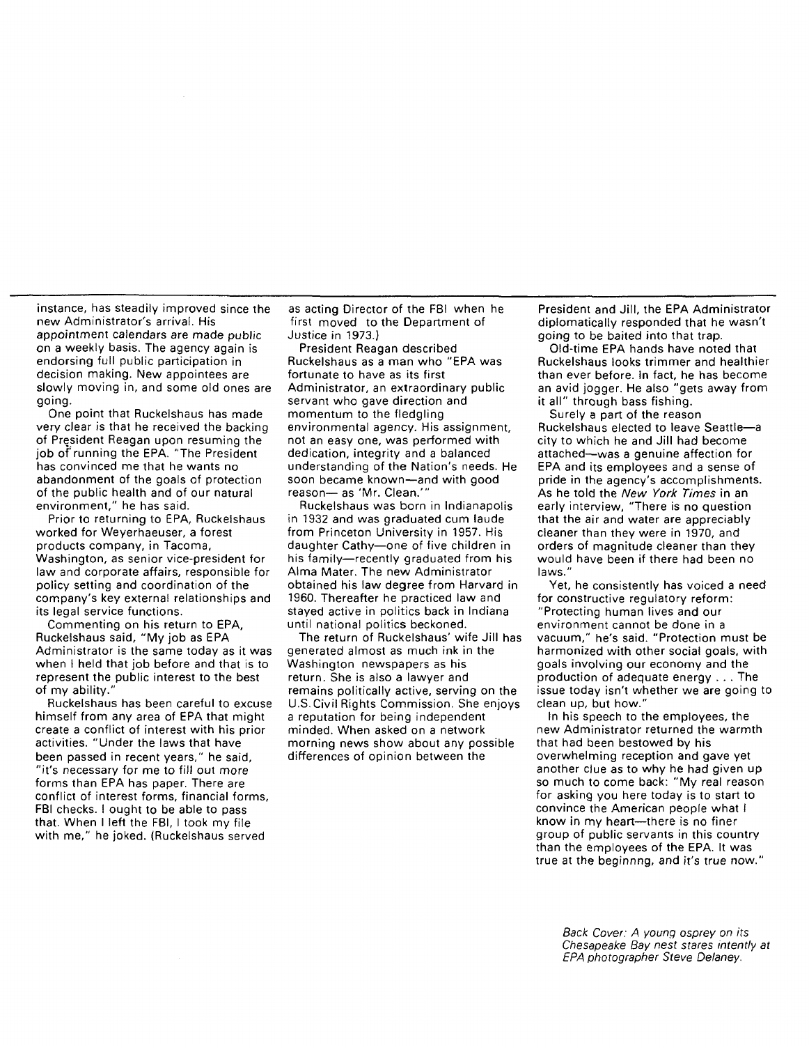instance, has steadily improved since the new Administrator's arrival. His appointment calendars are made public on a weekly basis. The agency again is endorsing full public participation in decision making. New appointees are slowly moving in, and some old ones are going.

One point that Ruckelshaus has made very clear is that he received the backing of President Reagan upon resuming the job of running the EPA. "The President has convinced me that he wants no abandonment of the goals of protection of the public health and of our natural environment," he has said.

Prior to returning to EPA, Ruckelshaus worked for Weyerhaeuser, a forest products company, in Tacoma, Washington, as senior vice-president for law and corporate affairs, responsible for policy setting and coordination of the company's key external relationships and its legal service functions.

Commenting on his return to EPA, Ruckelshaus said, "My job as EPA Administrator is the same today as it was when I held that job before and that is to represent the public interest to the best of my ability."

Ruckelshaus has been careful to excuse himself from any area of EPA that might create a conflict of interest with his prior activities. "Under the laws that have been passed in recent years," he said, "it's necessary for me to fill out *more* forms than EPA has paper. There are conflict of interest forms, financial forms, FBI checks. I ought to be able to pass that. When I left the FBI, I took my file with me," he joked. (Ruckelshaus served as acting Director of the FBI when he first moved to the Department of Justice in 1973.)

President Reagan described Ruckelshaus as a man who "EPA was fortunate to have as its first Administrator, an extraordinary public servant who gave direction and momentum to the fledgling environmental agency. His assignment, not an easy one, was performed with dedication, integrity and a balanced understanding of the Nation's needs. He soon became known—and with good reason— as 'Mr. Clean.'"

Ruckelshaus was born in Indianapolis in 1932 and was graduated cum laude from Princeton University in 1957. His daughter Cathy—one of five children in his family—recently graduated from his Alma Mater. The new Administrator obtained his law degree from Harvard in 1960. Thereafter he practiced law and stayed active in politics back in Indiana until national politics beckoned.

The return of Ruckelshaus' wife Jill has generated almost as much ink in the Washington newspapers as his return. She is also a lawyer and remains politically active, serving on the U.S. Civil Rights Commission. She enjoys a reputation for being independent minded. When asked on a network morning news show about any possible differences of opinion between the President and Jill, the EPA Administrator diplomatically responded that he wasn't going to be baited into that trap.

Old-time EPA hands have noted that Ruckelshaus looks trimmer and healthier than ever before. In fact, he has become an avid jogger. He also "gets away from it all" through bass fishing.

Surely a part of the reason Ruckelshaus elected to leave Seattle—a city to which he and Jill had become attached—was a genuine affection for EPA and its employees and a sense of pride in the agency's accomplishments. As he told the *New York Times* in an early interview, "There is no question that the air and water are appreciably cleaner than they were in 1970, and orders of magnitude cleaner than they would have been if there had been no laws."

Yet, he consistently has voiced a need for constructive regulatory reform: "Protecting human lives and our environment cannot be done in a vacuum," he's said. "Protection must be harmonized with other social goals, with goals involving our economy and the production of adequate energy . . . The issue today isn't whether we are going to clean up, but how."

In his speech to the employees, the new Administrator returned the warmth that had been bestowed by his overwhelming reception and gave yet another clue as to why he had given up so much to come back: "My real reason for asking you here today is to start to convince the American people what I know in my heart—there is no finer group of public servants in this country than the employees of the EPA. It was true at the beginnng, and it's true now."

*Back Cover: A young osprey on its Chesapeake Bay nest stares intently at EPA photographer Steve Delaney.*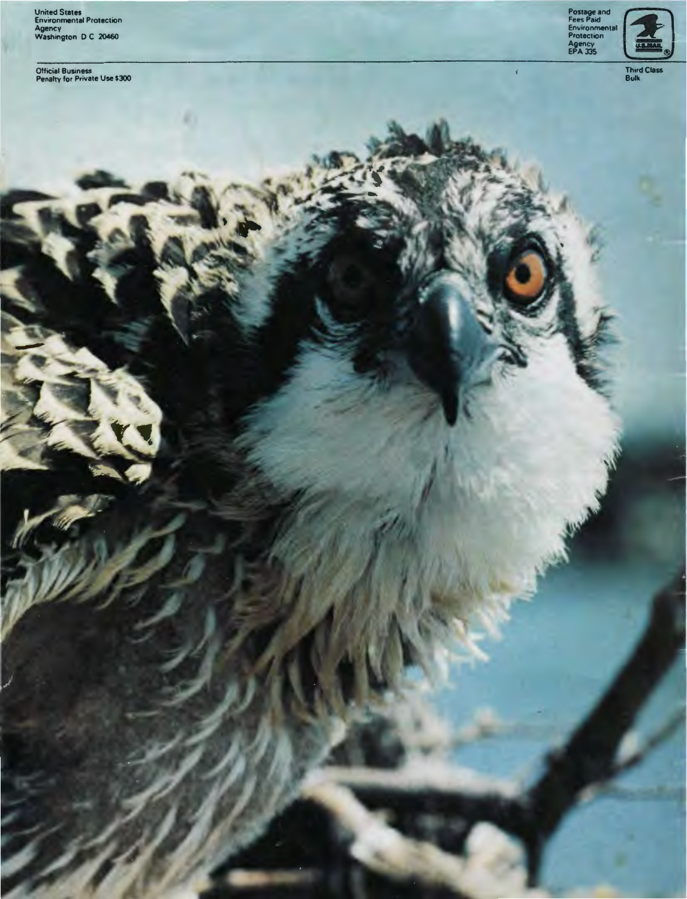United States
Environmental Protection
Agency
Washington D C 20460

Official Business
Penalty for Private Use $300

Postage and
Fees Paid
Environmental
Protection
Agency
EPA 335

Third Class
Bulk